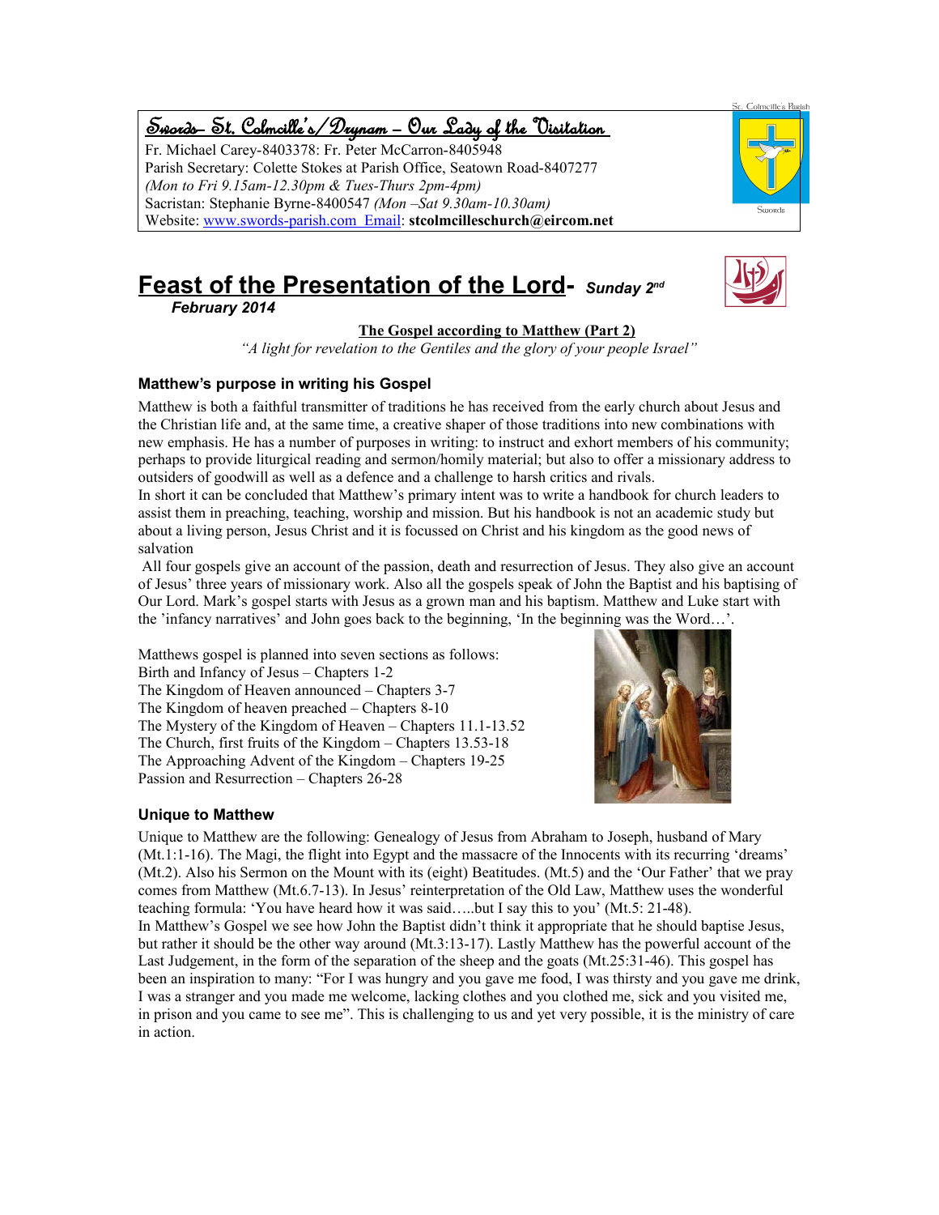**Swords- St. Colmcille's/Drynam – Our Lady of the Visitation**

Fr. Michael Carey-8403378: Fr. Peter McCarron-8405948
Parish Secretary: Colette Stokes at Parish Office, Seatown Road-8407277
*(Mon to Fri 9.15am-12.30pm & Tues-Thurs 2pm-4pm)*
Sacristan: Stephanie Byrne-8400547 *(Mon –Sat 9.30am-10.30am)*
Website: www.swords-parish.com Email: **stcolmcilleschurch@eircom.net**

St. Colmcille's Parish
Swords

# Feast of the Presentation of the Lord- *Sunday 2nd February 2014*

**The Gospel according to Matthew (Part 2)**

*"A light for revelation to the Gentiles and the glory of your people Israel"*

### Matthew's purpose in writing his Gospel

Matthew is both a faithful transmitter of traditions he has received from the early church about Jesus and the Christian life and, at the same time, a creative shaper of those traditions into new combinations with new emphasis. He has a number of purposes in writing: to instruct and exhort members of his community; perhaps to provide liturgical reading and sermon/homily material; but also to offer a missionary address to outsiders of goodwill as well as a defence and a challenge to harsh critics and rivals.

In short it can be concluded that Matthew's primary intent was to write a handbook for church leaders to assist them in preaching, teaching, worship and mission. But his handbook is not an academic study but about a living person, Jesus Christ and it is focussed on Christ and his kingdom as the good news of salvation

All four gospels give an account of the passion, death and resurrection of Jesus. They also give an account of Jesus' three years of missionary work. Also all the gospels speak of John the Baptist and his baptising of Our Lord. Mark's gospel starts with Jesus as a grown man and his baptism. Matthew and Luke start with the 'infancy narratives' and John goes back to the beginning, 'In the beginning was the Word…'.

Matthews gospel is planned into seven sections as follows:
Birth and Infancy of Jesus – Chapters 1-2
The Kingdom of Heaven announced – Chapters 3-7
The Kingdom of heaven preached – Chapters 8-10
The Mystery of the Kingdom of Heaven – Chapters 11.1-13.52
The Church, first fruits of the Kingdom – Chapters 13.53-18
The Approaching Advent of the Kingdom – Chapters 19-25
Passion and Resurrection – Chapters 26-28

### Unique to Matthew

Unique to Matthew are the following: Genealogy of Jesus from Abraham to Joseph, husband of Mary (Mt.1:1-16). The Magi, the flight into Egypt and the massacre of the Innocents with its recurring 'dreams' (Mt.2). Also his Sermon on the Mount with its (eight) Beatitudes. (Mt.5) and the 'Our Father' that we pray comes from Matthew (Mt.6.7-13). In Jesus' reinterpretation of the Old Law, Matthew uses the wonderful teaching formula: 'You have heard how it was said…..but I say this to you' (Mt.5: 21-48).

In Matthew's Gospel we see how John the Baptist didn't think it appropriate that he should baptise Jesus, but rather it should be the other way around (Mt.3:13-17). Lastly Matthew has the powerful account of the Last Judgement, in the form of the separation of the sheep and the goats (Mt.25:31-46). This gospel has been an inspiration to many: "For I was hungry and you gave me food, I was thirsty and you gave me drink, I was a stranger and you made me welcome, lacking clothes and you clothed me, sick and you visited me, in prison and you came to see me". This is challenging to us and yet very possible, it is the ministry of care in action.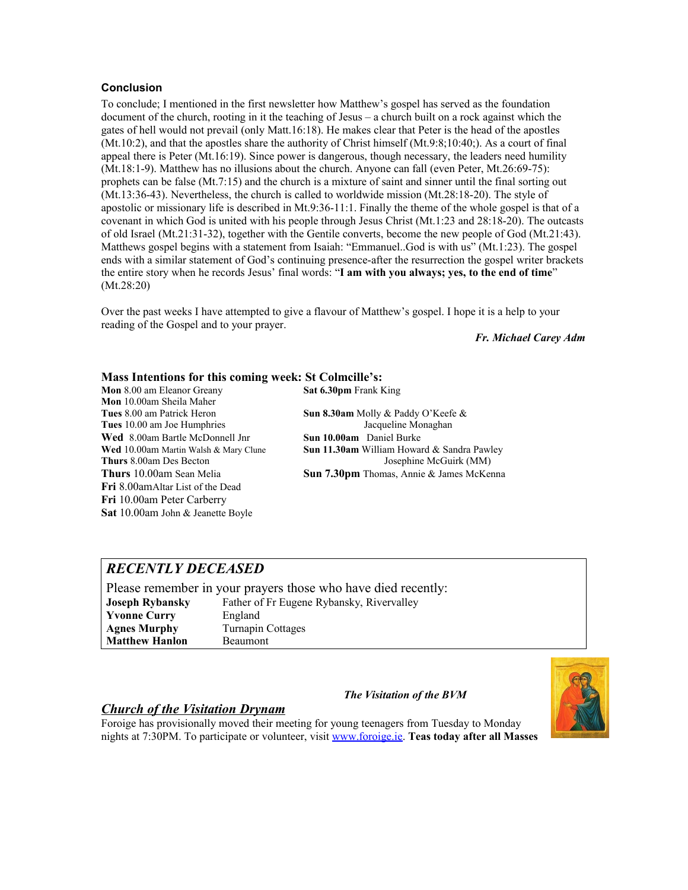### Conclusion

To conclude; I mentioned in the first newsletter how Matthew's gospel has served as the foundation document of the church, rooting in it the teaching of Jesus – a church built on a rock against which the gates of hell would not prevail (only Matt.16:18). He makes clear that Peter is the head of the apostles (Mt.10:2), and that the apostles share the authority of Christ himself (Mt.9:8;10:40;). As a court of final appeal there is Peter (Mt.16:19). Since power is dangerous, though necessary, the leaders need humility (Mt.18:1-9). Matthew has no illusions about the church. Anyone can fall (even Peter, Mt.26:69-75): prophets can be false (Mt.7:15) and the church is a mixture of saint and sinner until the final sorting out (Mt.13:36-43). Nevertheless, the church is called to worldwide mission (Mt.28:18-20). The style of apostolic or missionary life is described in Mt.9:36-11:1. Finally the theme of the whole gospel is that of a covenant in which God is united with his people through Jesus Christ (Mt.1:23 and 28:18-20). The outcasts of old Israel (Mt.21:31-32), together with the Gentile converts, become the new people of God (Mt.21:43). Matthews gospel begins with a statement from Isaiah: "Emmanuel..God is with us" (Mt.1:23). The gospel ends with a similar statement of God's continuing presence-after the resurrection the gospel writer brackets the entire story when he records Jesus' final words: "**I am with you always; yes, to the end of time**" (Mt.28:20)

Over the past weeks I have attempted to give a flavour of Matthew's gospel. I hope it is a help to your reading of the Gospel and to your prayer.

***Fr. Michael Carey Adm***

### Mass Intentions for this coming week: St Colmcille's:

**Mon** 8.00 am Eleanor Greany
**Mon** 10.00am Sheila Maher
**Tues** 8.00 am Patrick Heron
**Tues** 10.00 am Joe Humphries
**Wed** 8.00am Bartle McDonnell Jnr
**Wed** 10.00am Martin Walsh & Mary Clune
**Thurs** 8.00am Des Becton
**Thurs** 10.00am Sean Melia
**Fri** 8.00amAltar List of the Dead
**Fri** 10.00am Peter Carberry
**Sat** 10.00am John & Jeanette Boyle

**Sat 6.30pm** Frank King
**Sun 8.30am** Molly & Paddy O'Keefe & Jacqueline Monaghan
**Sun 10.00am** Daniel Burke
**Sun 11.30am** William Howard & Sandra Pawley
Josephine McGuirk (MM)
**Sun 7.30pm** Thomas, Annie & James McKenna

## *RECENTLY DECEASED*

Please remember in your prayers those who have died recently:

| | |
|---|---|
| **Joseph Rybansky** | Father of Fr Eugene Rybansky, Rivervalley |
| **Yvonne Curry** | England |
| **Agnes Murphy** | Turnapin Cottages |
| **Matthew Hanlon** | Beaumont |

***The Visitation of the BVM***

## ***Church of the Visitation Drynam***

Foroige has provisionally moved their meeting for young teenagers from Tuesday to Monday nights at 7:30PM. To participate or volunteer, visit www.foroige.ie. **Teas today after all Masses**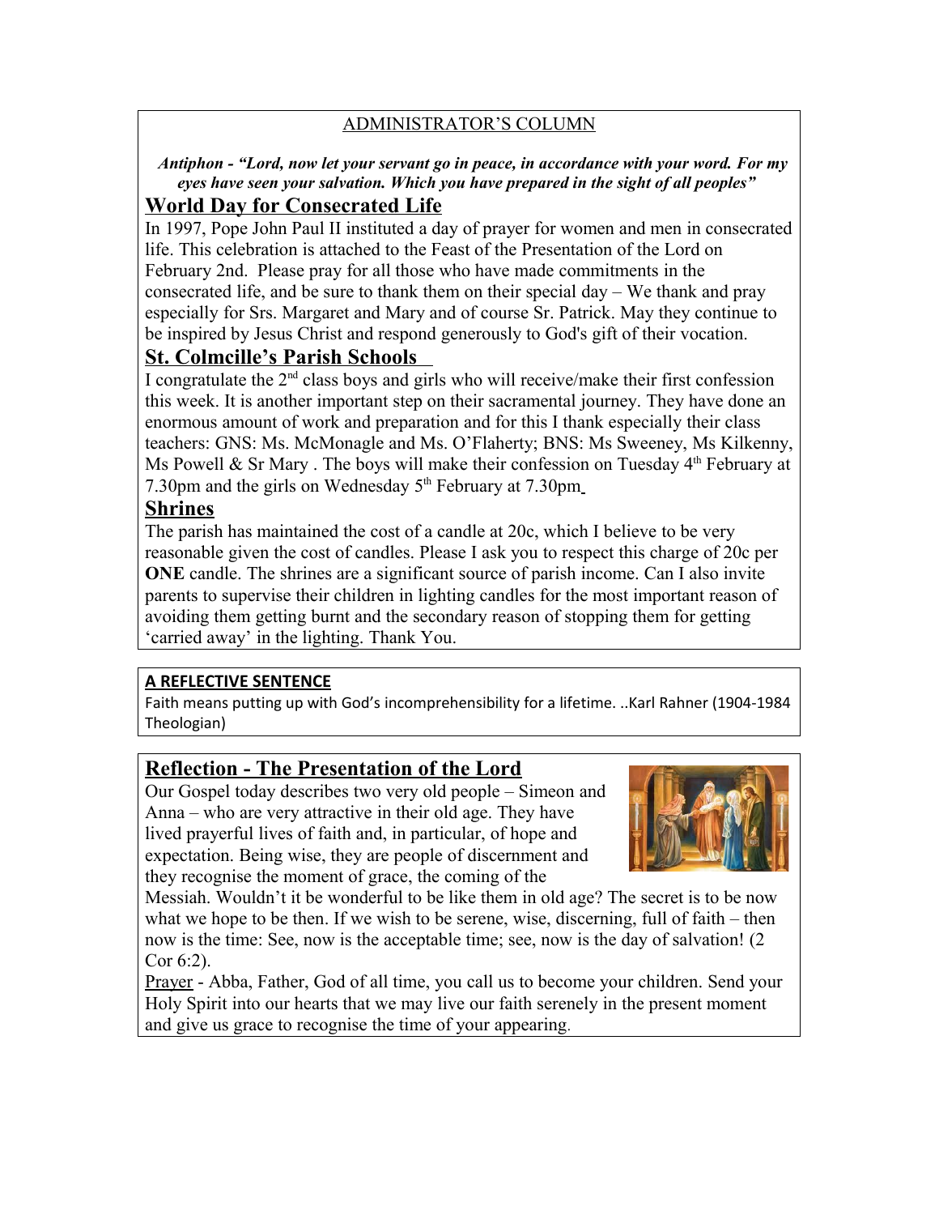## ADMINISTRATOR'S COLUMN

***Antiphon - "Lord, now let your servant go in peace, in accordance with your word. For my eyes have seen your salvation. Which you have prepared in the sight of all peoples"***

### World Day for Consecrated Life

In 1997, Pope John Paul II instituted a day of prayer for women and men in consecrated life. This celebration is attached to the Feast of the Presentation of the Lord on February 2nd. Please pray for all those who have made commitments in the consecrated life, and be sure to thank them on their special day – We thank and pray especially for Srs. Margaret and Mary and of course Sr. Patrick. May they continue to be inspired by Jesus Christ and respond generously to God's gift of their vocation.

### St. Colmcille's Parish Schools

I congratulate the 2nd class boys and girls who will receive/make their first confession this week. It is another important step on their sacramental journey. They have done an enormous amount of work and preparation and for this I thank especially their class teachers: GNS: Ms. McMonagle and Ms. O'Flaherty; BNS: Ms Sweeney, Ms Kilkenny, Ms Powell & Sr Mary . The boys will make their confession on Tuesday 4th February at 7.30pm and the girls on Wednesday 5th February at 7.30pm

### Shrines

The parish has maintained the cost of a candle at 20c, which I believe to be very reasonable given the cost of candles. Please I ask you to respect this charge of 20c per **ONE** candle. The shrines are a significant source of parish income. Can I also invite parents to supervise their children in lighting candles for the most important reason of avoiding them getting burnt and the secondary reason of stopping them for getting 'carried away' in the lighting. Thank You.

---

**A REFLECTIVE SENTENCE**

Faith means putting up with God's incomprehensibility for a lifetime. ..Karl Rahner (1904-1984 Theologian)

---

### Reflection - The Presentation of the Lord

Our Gospel today describes two very old people – Simeon and Anna – who are very attractive in their old age. They have lived prayerful lives of faith and, in particular, of hope and expectation. Being wise, they are people of discernment and they recognise the moment of grace, the coming of the Messiah. Wouldn't it be wonderful to be like them in old age? The secret is to be now what we hope to be then. If we wish to be serene, wise, discerning, full of faith – then now is the time: See, now is the acceptable time; see, now is the day of salvation! (2 Cor 6:2).

Prayer - Abba, Father, God of all time, you call us to become your children. Send your Holy Spirit into our hearts that we may live our faith serenely in the present moment and give us grace to recognise the time of your appearing.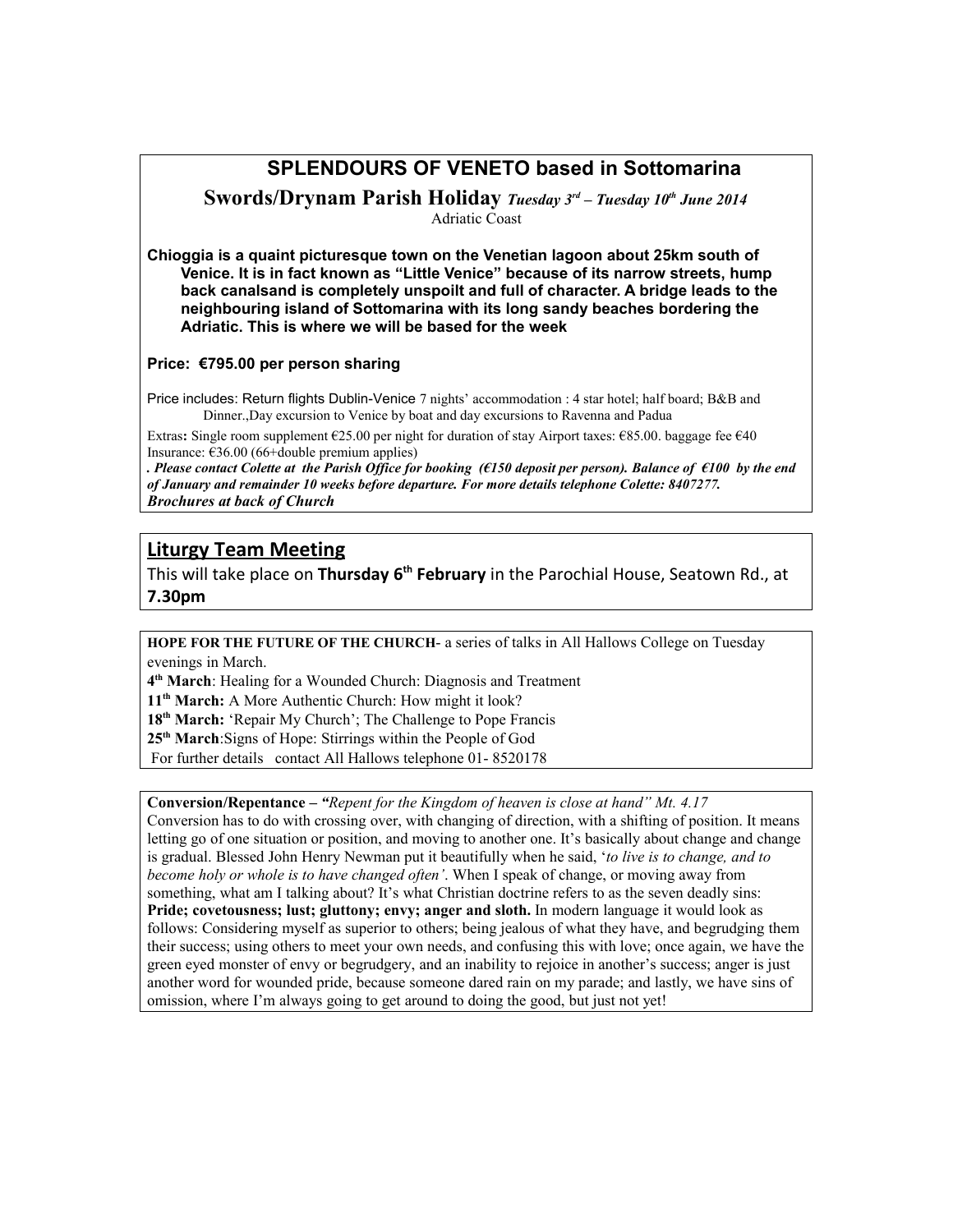## SPLENDOURS OF VENETO based in Sottomarina

**Swords/Drynam Parish Holiday** ***Tuesday 3rd – Tuesday 10th June 2014***

Adriatic Coast

**Chioggia is a quaint picturesque town on the Venetian lagoon about 25km south of Venice. It is in fact known as "Little Venice" because of its narrow streets, hump back canalsand is completely unspoilt and full of character. A bridge leads to the neighbouring island of Sottomarina with its long sandy beaches bordering the Adriatic. This is where we will be based for the week**

**Price: €795.00 per person sharing**

Price includes: Return flights Dublin-Venice 7 nights' accommodation : 4 star hotel; half board; B&B and Dinner.,Day excursion to Venice by boat and day excursions to Ravenna and Padua

Extras**:** Single room supplement €25.00 per night for duration of stay Airport taxes: €85.00. baggage fee €40 Insurance: €36.00 (66+double premium applies)

***. Please contact Colette at the Parish Office for booking (€150 deposit per person). Balance of €100 by the end of January and remainder 10 weeks before departure. For more details telephone Colette: 8407277.***
***Brochures at back of Church***

## Liturgy Team Meeting

This will take place on **Thursday 6th February** in the Parochial House, Seatown Rd., at **7.30pm**

**HOPE FOR THE FUTURE OF THE CHURCH**- a series of talks in All Hallows College on Tuesday evenings in March.

**4th March**: Healing for a Wounded Church: Diagnosis and Treatment
**11th March:** A More Authentic Church: How might it look?
**18th March:** 'Repair My Church'; The Challenge to Pope Francis
**25th March**:Signs of Hope: Stirrings within the People of God
For further details contact All Hallows telephone 01- 8520178

**Conversion/Repentance –** ***"****Repent for the Kingdom of heaven is close at hand" Mt. 4.17*
Conversion has to do with crossing over, with changing of direction, with a shifting of position. It means letting go of one situation or position, and moving to another one. It's basically about change and change is gradual. Blessed John Henry Newman put it beautifully when he said, '*to live is to change, and to become holy or whole is to have changed often'*. When I speak of change, or moving away from something, what am I talking about? It's what Christian doctrine refers to as the seven deadly sins: **Pride; covetousness; lust; gluttony; envy; anger and sloth.** In modern language it would look as follows: Considering myself as superior to others; being jealous of what they have, and begrudging them their success; using others to meet your own needs, and confusing this with love; once again, we have the green eyed monster of envy or begrudgery, and an inability to rejoice in another's success; anger is just another word for wounded pride, because someone dared rain on my parade; and lastly, we have sins of omission, where I'm always going to get around to doing the good, but just not yet!